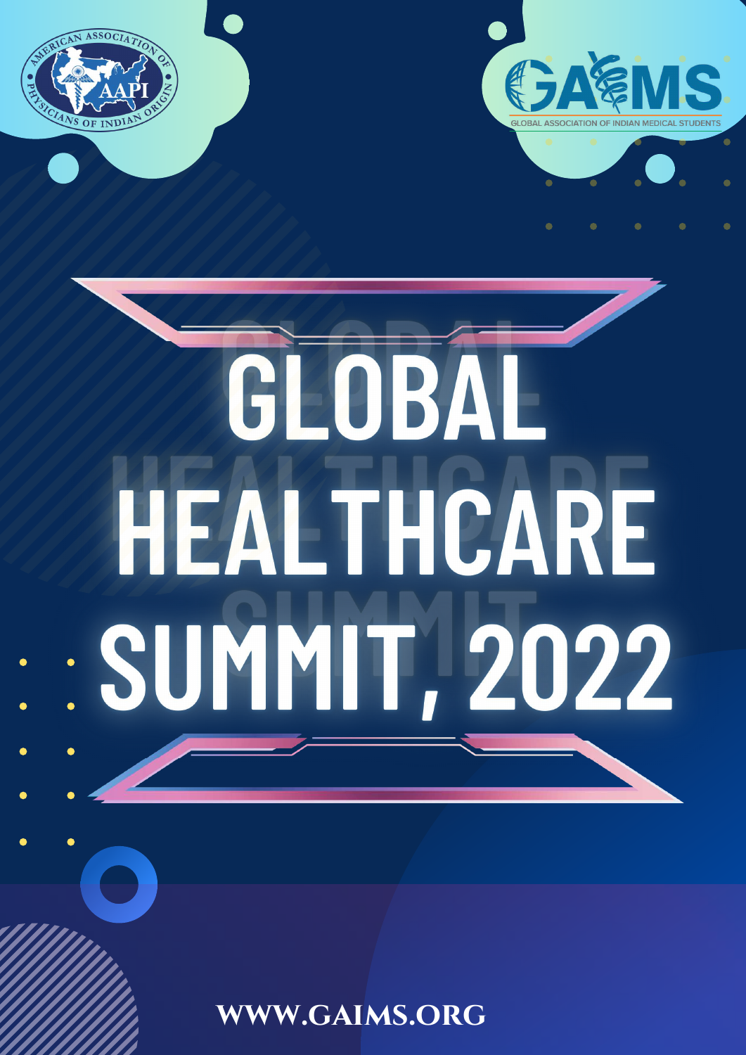AMERICAN ASSOCIATION OF PHYSICIANS OF INDIAN ORIGIN

AAPI

GAIMS

GLOBAL ASSOCIATION OF INDIAN MEDICAL STUDENTS

# GLOBAL HEALTHCARE SUMMIT, 2022

WWW.GAIMS.ORG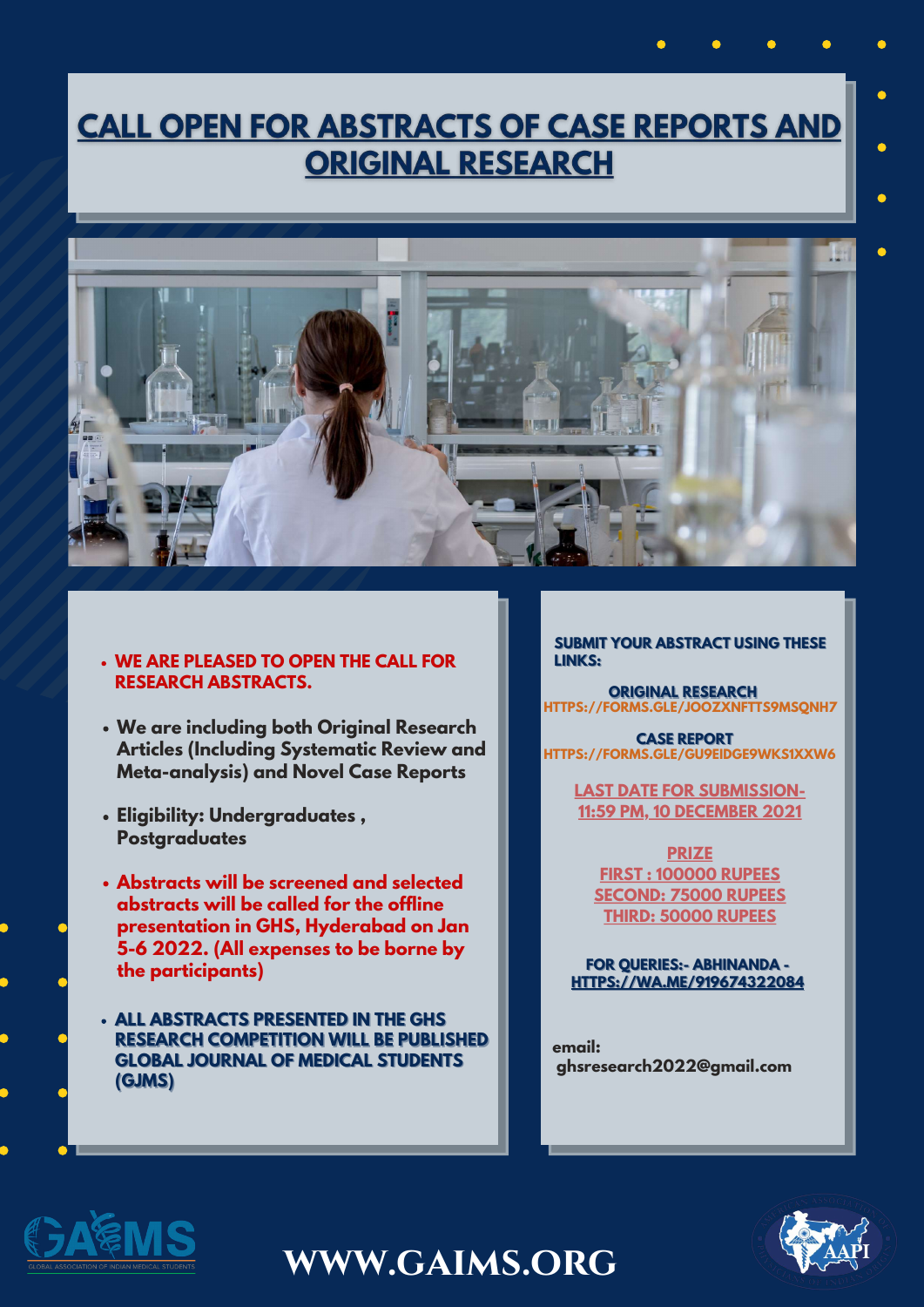# CALL OPEN FOR ABSTRACTS OF CASE REPORTS AND ORIGINAL RESEARCH

- **WE ARE PLEASED TO OPEN THE CALL FOR RESEARCH ABSTRACTS.**
- **We are including both Original Research Articles (Including Systematic Review and Meta-analysis) and Novel Case Reports**
- **Eligibility: Undergraduates , Postgraduates**
- **Abstracts will be screened and selected abstracts will be called for the offline presentation in GHS, Hyderabad on Jan 5-6 2022. (All expenses to be borne by the participants)**
- **ALL ABSTRACTS PRESENTED IN THE GHS RESEARCH COMPETITION WILL BE PUBLISHED GLOBAL JOURNAL OF MEDICAL STUDENTS (GJMS)**

**SUBMIT YOUR ABSTRACT USING THESE LINKS:**

**ORIGINAL RESEARCH**
HTTPS://FORMS.GLE/JOOZXNFTTS9MSQNH7

**CASE REPORT**
HTTPS://FORMS.GLE/GU9EIDGE9WKS1XXW6

**LAST DATE FOR SUBMISSION- 11:59 PM, 10 DECEMBER 2021**

**PRIZE**
**FIRST : 100000 RUPEES**
**SECOND: 75000 RUPEES**
**THIRD: 50000 RUPEES**

**FOR QUERIES:- ABHINANDA -**
HTTPS://WA.ME/919674322084

**email:**
**ghsresearch2022@gmail.com**

GAIMS — GLOBAL ASSOCIATION OF INDIAN MEDICAL STUDENTS

**WWW.GAIMS.ORG**

AAPI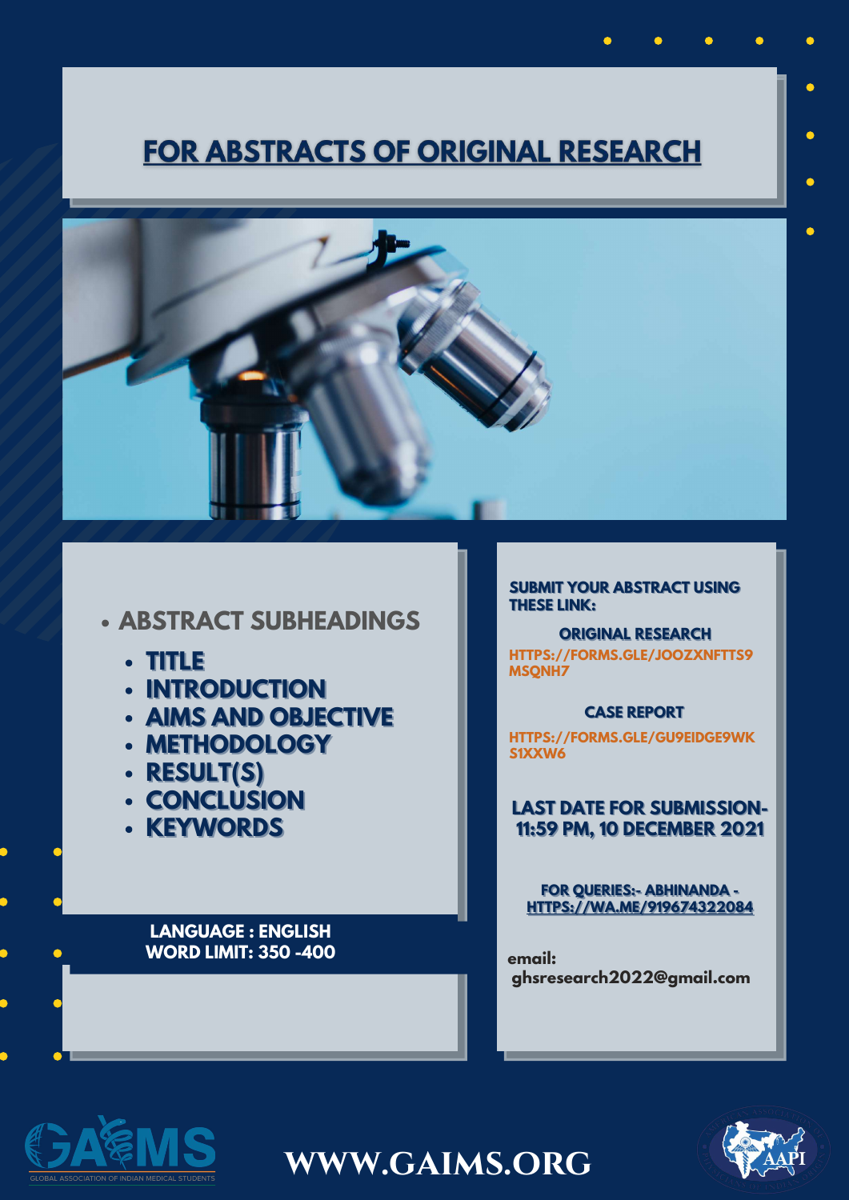# FOR ABSTRACTS OF ORIGINAL RESEARCH

- **ABSTRACT SUBHEADINGS**
  - **TITLE**
  - **INTRODUCTION**
  - **AIMS AND OBJECTIVE**
  - **METHODOLOGY**
  - **RESULT(S)**
  - **CONCLUSION**
  - **KEYWORDS**

**LANGUAGE : ENGLISH**
**WORD LIMIT: 350 -400**

**SUBMIT YOUR ABSTRACT USING THESE LINK:**

**ORIGINAL RESEARCH**
HTTPS://FORMS.GLE/JOOZXNFTTS9MSQNH7

**CASE REPORT**
HTTPS://FORMS.GLE/GU9EIDGE9WKS1XXW6

**LAST DATE FOR SUBMISSION- 11:59 PM, 10 DECEMBER 2021**

**FOR QUERIES:- ABHINANDA - HTTPS://WA.ME/919674322084**

**email:**
**ghsresearch2022@gmail.com**

GAIMS
GLOBAL ASSOCIATION OF INDIAN MEDICAL STUDENTS

**WWW.GAIMS.ORG**

AAPI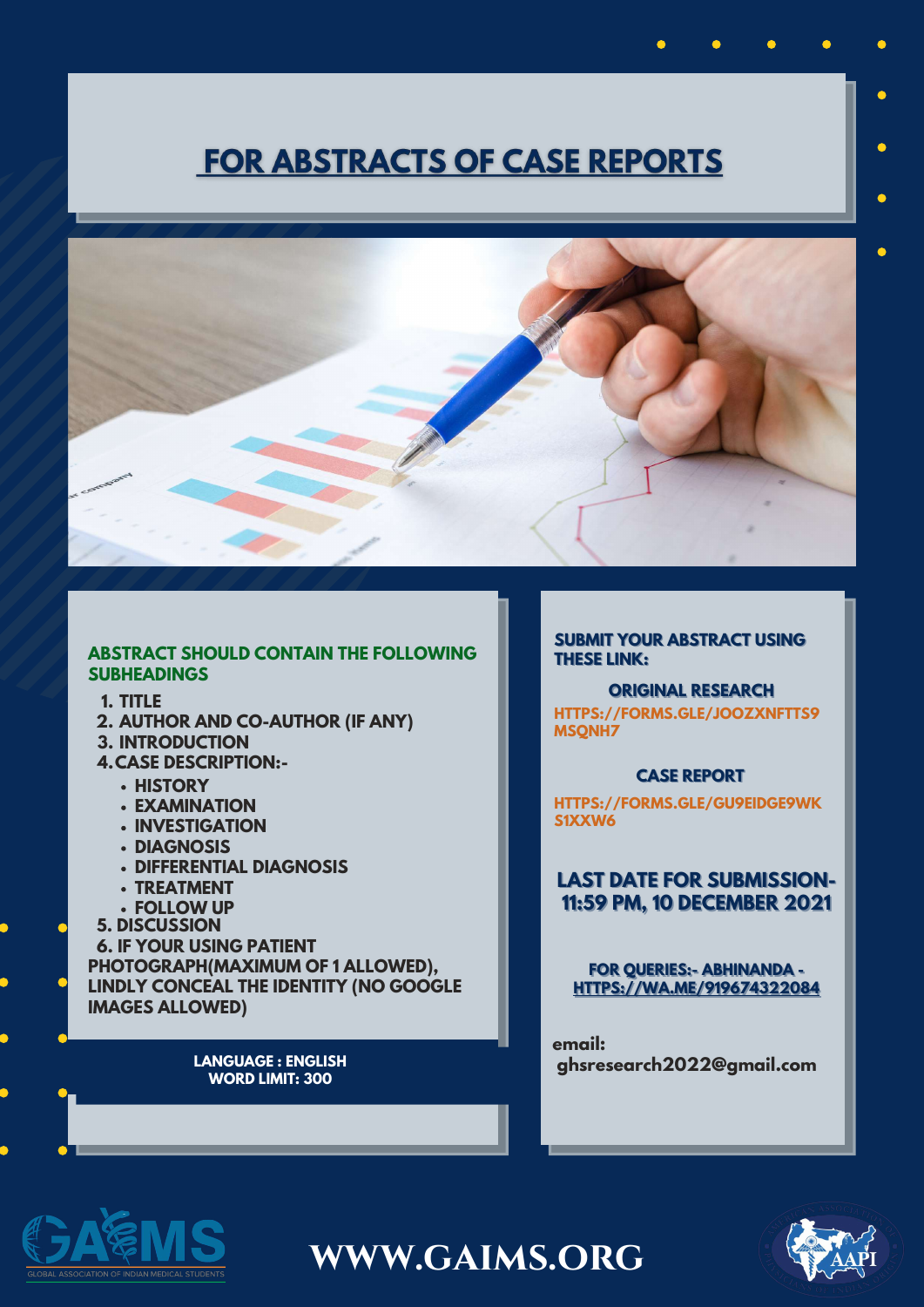# FOR ABSTRACTS OF CASE REPORTS

**ABSTRACT SHOULD CONTAIN THE FOLLOWING SUBHEADINGS**

1. TITLE
2. AUTHOR AND CO-AUTHOR (IF ANY)
3. INTRODUCTION
4. CASE DESCRIPTION:-
   - HISTORY
   - EXAMINATION
   - INVESTIGATION
   - DIAGNOSIS
   - DIFFERENTIAL DIAGNOSIS
   - TREATMENT
   - FOLLOW UP
5. DISCUSSION
6. IF YOUR USING PATIENT PHOTOGRAPH(MAXIMUM OF 1 ALLOWED), LINDLY CONCEAL THE IDENTITY (NO GOOGLE IMAGES ALLOWED)

**LANGUAGE : ENGLISH**
**WORD LIMIT: 300**

**SUBMIT YOUR ABSTRACT USING THESE LINK:**

**ORIGINAL RESEARCH**
HTTPS://FORMS.GLE/JOOZXNFTTS9MSQNH7

**CASE REPORT**
HTTPS://FORMS.GLE/GU9EIDGE9WKS1XXW6

**LAST DATE FOR SUBMISSION- 11:59 PM, 10 DECEMBER 2021**

**FOR QUERIES:- ABHINANDA - HTTPS://WA.ME/919674322084**

**email:**
**ghsresearch2022@gmail.com**

GAIMS
GLOBAL ASSOCIATION OF INDIAN MEDICAL STUDENTS

**WWW.GAIMS.ORG**

AAPI